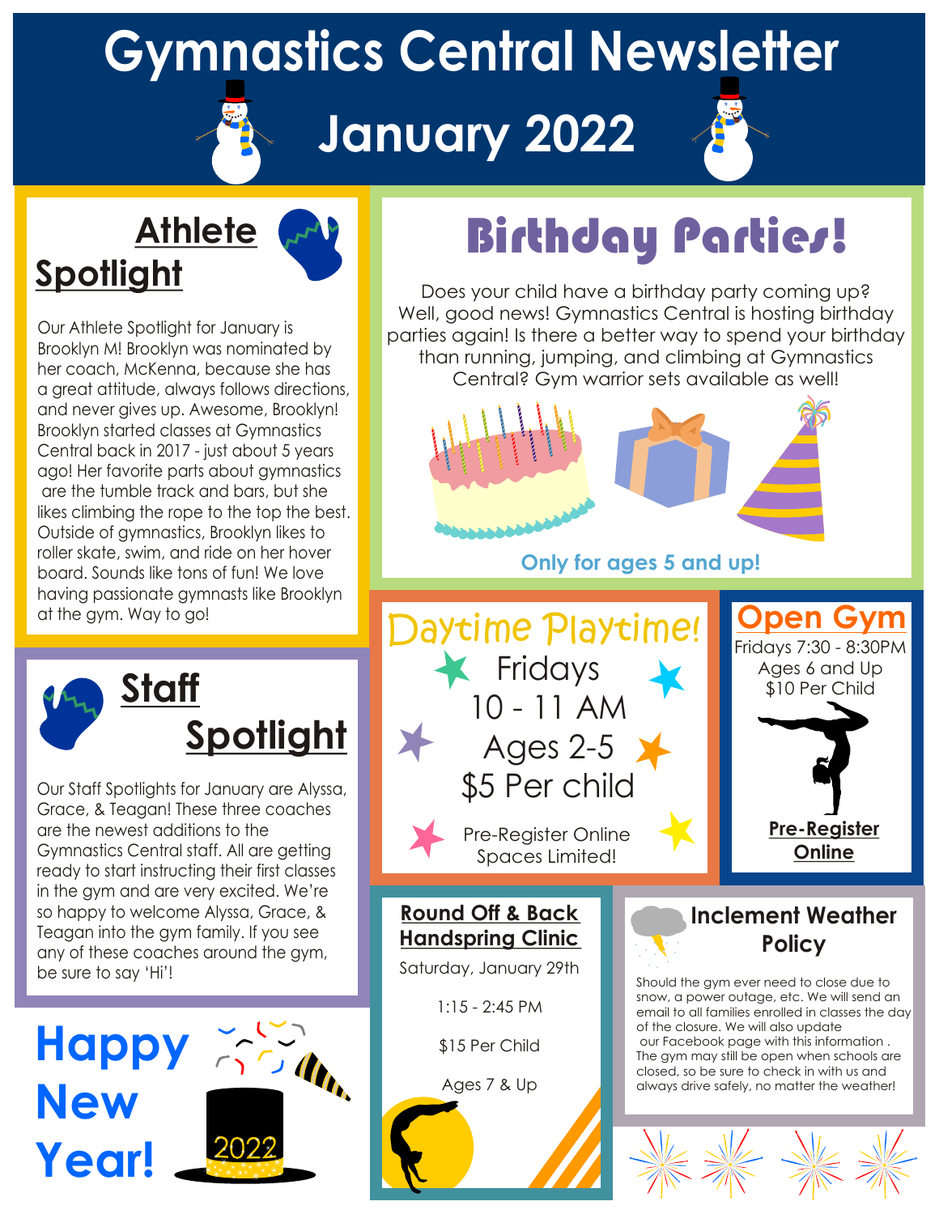# Gymnastics Central Newsletter

# January 2022

## Athlete Spotlight

Our Athlete Spotlight for January is Brooklyn M! Brooklyn was nominated by her coach, McKenna, because she has a great attitude, always follows directions, and never gives up. Awesome, Brooklyn! Brooklyn started classes at Gymnastics Central back in 2017 - just about 5 years ago! Her favorite parts about gymnastics are the tumble track and bars, but she likes climbing the rope to the top the best. Outside of gymnastics, Brooklyn likes to roller skate, swim, and ride on her hover board. Sounds like tons of fun! We love having passionate gymnasts like Brooklyn at the gym. Way to go!

## Birthday Parties!

Does your child have a birthday party coming up? Well, good news! Gymnastics Central is hosting birthday parties again! Is there a better way to spend your birthday than running, jumping, and climbing at Gymnastics Central? Gym warrior sets available as well!

**Only for ages 5 and up!**

## Staff Spotlight

Our Staff Spotlights for January are Alyssa, Grace, & Teagan! These three coaches are the newest additions to the Gymnastics Central staff. All are getting ready to start instructing their first classes in the gym and are very excited. We're so happy to welcome Alyssa, Grace, & Teagan into the gym family. If you see any of these coaches around the gym, be sure to say 'Hi'!

## Daytime Playtime!

Fridays
10 - 11 AM
Ages 2-5
$5 Per child

Pre-Register Online
Spaces Limited!

## Open Gym

Fridays 7:30 - 8:30PM
Ages 6 and Up
$10 Per Child

**Pre-Register Online**

## Round Off & Back Handspring Clinic

Saturday, January 29th

1:15 - 2:45 PM

$15 Per Child

Ages 7 & Up

## Inclement Weather Policy

Should the gym ever need to close due to snow, a power outage, etc. We will send an email to all families enrolled in classes the day of the closure. We will also update our Facebook page with this information . The gym may still be open when schools are closed, so be sure to check in with us and always drive safely, no matter the weather!

# Happy New Year!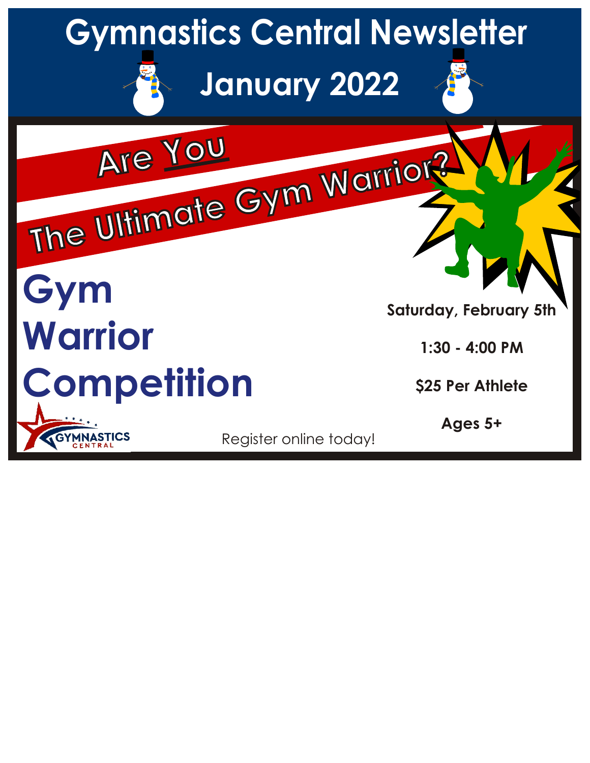# Gymnastics Central Newsletter

## January 2022

Are You

The Ultimate Gym Warrior?

## Gym Warrior Competition

**Saturday, February 5th**

**1:30 - 4:00 PM**

**$25 Per Athlete**

**Ages 5+**

Register online today!

GYMNASTICS CENTRAL